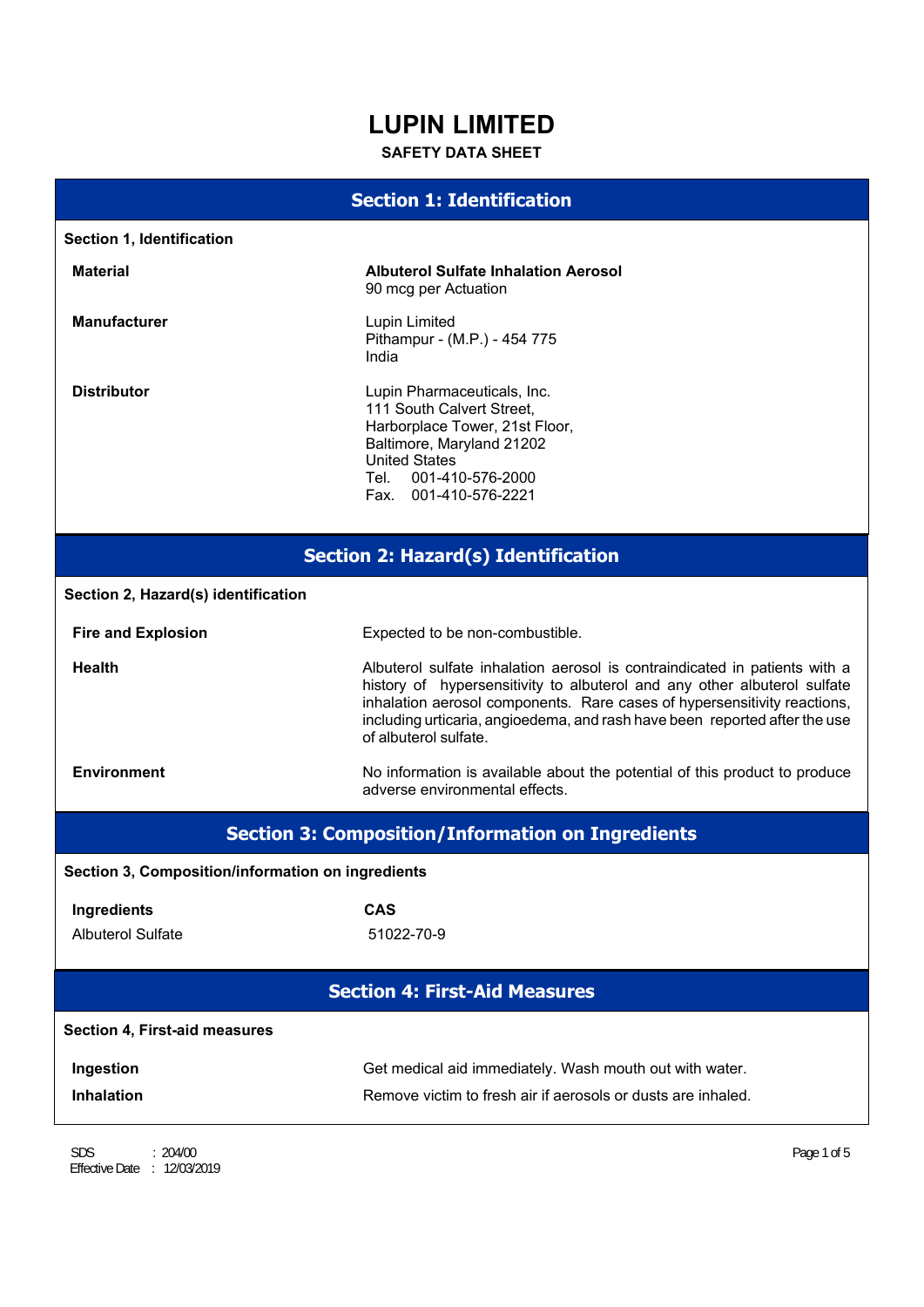# LUPIN LIMITED

**SAFETY DATA SHEET**

## Section 1: Identification

**Section 1, Identification**

| | |
|---|---|
| **Material** | **Albuterol Sulfate Inhalation Aerosol**<br>90 mcg per Actuation |
| **Manufacturer** | Lupin Limited<br>Pithampur - (M.P.) - 454 775<br>India |
| **Distributor** | Lupin Pharmaceuticals, Inc.<br>111 South Calvert Street,<br>Harborplace Tower, 21st Floor,<br>Baltimore, Maryland 21202<br>United States<br>Tel. 001-410-576-2000<br>Fax. 001-410-576-2221 |

## Section 2: Hazard(s) Identification

**Section 2, Hazard(s) identification**

| | |
|---|---|
| **Fire and Explosion** | Expected to be non-combustible. |
| **Health** | Albuterol sulfate inhalation aerosol is contraindicated in patients with a history of hypersensitivity to albuterol and any other albuterol sulfate inhalation aerosol components. Rare cases of hypersensitivity reactions, including urticaria, angioedema, and rash have been reported after the use of albuterol sulfate. |
| **Environment** | No information is available about the potential of this product to produce adverse environmental effects. |

## Section 3: Composition/Information on Ingredients

**Section 3, Composition/information on ingredients**

| **Ingredients** | **CAS** |
|---|---|
| Albuterol Sulfate | 51022-70-9 |

## Section 4: First-Aid Measures

**Section 4, First-aid measures**

| | |
|---|---|
| **Ingestion** | Get medical aid immediately. Wash mouth out with water. |
| **Inhalation** | Remove victim to fresh air if aerosols or dusts are inhaled. |

SDS : 204/00
Effective Date : 12/03/2019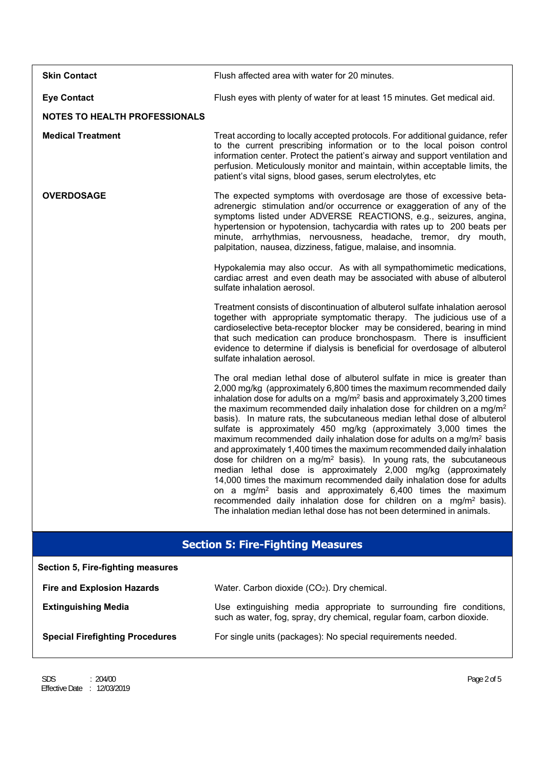**Skin Contact** Flush affected area with water for 20 minutes.

**Eye Contact** Flush eyes with plenty of water for at least 15 minutes. Get medical aid.

**NOTES TO HEALTH PROFESSIONALS**

**Medical Treatment** Treat according to locally accepted protocols. For additional guidance, refer to the current prescribing information or to the local poison control information center. Protect the patient's airway and support ventilation and perfusion. Meticulously monitor and maintain, within acceptable limits, the patient's vital signs, blood gases, serum electrolytes, etc

**OVERDOSAGE** The expected symptoms with overdosage are those of excessive beta-adrenergic stimulation and/or occurrence or exaggeration of any of the symptoms listed under ADVERSE REACTIONS, e.g., seizures, angina, hypertension or hypotension, tachycardia with rates up to 200 beats per minute, arrhythmias, nervousness, headache, tremor, dry mouth, palpitation, nausea, dizziness, fatigue, malaise, and insomnia.

Hypokalemia may also occur. As with all sympathomimetic medications, cardiac arrest and even death may be associated with abuse of albuterol sulfate inhalation aerosol.

Treatment consists of discontinuation of albuterol sulfate inhalation aerosol together with appropriate symptomatic therapy. The judicious use of a cardioselective beta-receptor blocker may be considered, bearing in mind that such medication can produce bronchospasm. There is insufficient evidence to determine if dialysis is beneficial for overdosage of albuterol sulfate inhalation aerosol.

The oral median lethal dose of albuterol sulfate in mice is greater than 2,000 mg/kg (approximately 6,800 times the maximum recommended daily inhalation dose for adults on a $mg/m^2$ basis and approximately 3,200 times the maximum recommended daily inhalation dose for children on a $mg/m^2$ basis). In mature rats, the subcutaneous median lethal dose of albuterol sulfate is approximately 450 mg/kg (approximately 3,000 times the maximum recommended daily inhalation dose for adults on a $mg/m^2$ basis and approximately 1,400 times the maximum recommended daily inhalation dose for children on a $mg/m^2$ basis). In young rats, the subcutaneous median lethal dose is approximately 2,000 mg/kg (approximately 14,000 times the maximum recommended daily inhalation dose for adults on a $mg/m^2$ basis and approximately 6,400 times the maximum recommended daily inhalation dose for children on a $mg/m^2$ basis). The inhalation median lethal dose has not been determined in animals.

## Section 5: Fire-Fighting Measures

**Section 5, Fire-fighting measures**

**Fire and Explosion Hazards** Water. Carbon dioxide ($CO_2$). Dry chemical.

**Extinguishing Media** Use extinguishing media appropriate to surrounding fire conditions, such as water, fog, spray, dry chemical, regular foam, carbon dioxide.

**Special Firefighting Procedures** For single units (packages): No special requirements needed.

SDS : 204/00
Effective Date : 12/03/2019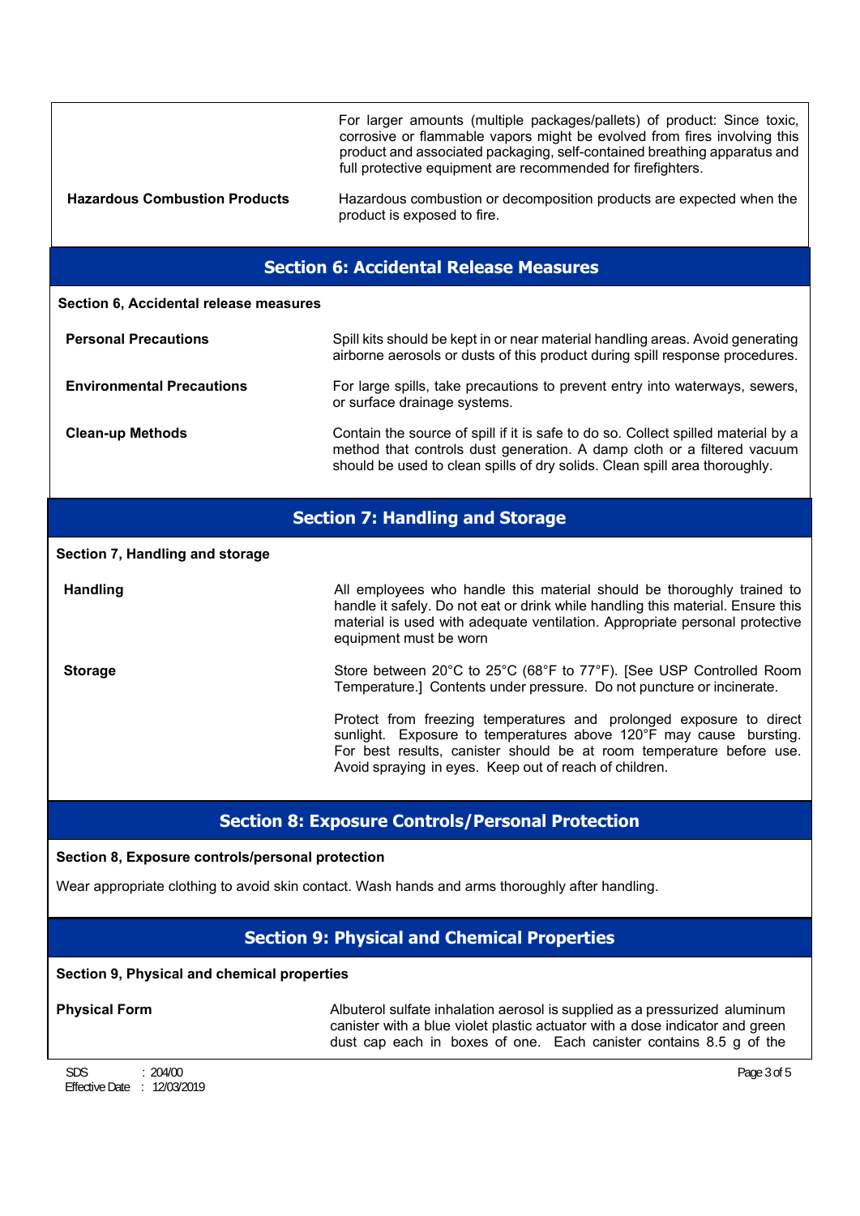| | |
|---|---|
| | For larger amounts (multiple packages/pallets) of product: Since toxic, corrosive or flammable vapors might be evolved from fires involving this product and associated packaging, self-contained breathing apparatus and full protective equipment are recommended for firefighters. |
| **Hazardous Combustion Products** | Hazardous combustion or decomposition products are expected when the product is exposed to fire. |

## Section 6: Accidental Release Measures

**Section 6, Accidental release measures**

| | |
|---|---|
| **Personal Precautions** | Spill kits should be kept in or near material handling areas. Avoid generating airborne aerosols or dusts of this product during spill response procedures. |
| **Environmental Precautions** | For large spills, take precautions to prevent entry into waterways, sewers, or surface drainage systems. |
| **Clean-up Methods** | Contain the source of spill if it is safe to do so. Collect spilled material by a method that controls dust generation. A damp cloth or a filtered vacuum should be used to clean spills of dry solids. Clean spill area thoroughly. |

## Section 7: Handling and Storage

**Section 7, Handling and storage**

| | |
|---|---|
| **Handling** | All employees who handle this material should be thoroughly trained to handle it safely. Do not eat or drink while handling this material. Ensure this material is used with adequate ventilation. Appropriate personal protective equipment must be worn |
| **Storage** | Store between 20°C to 25°C (68°F to 77°F). [See USP Controlled Room Temperature.] Contents under pressure. Do not puncture or incinerate. |
| | Protect from freezing temperatures and prolonged exposure to direct sunlight. Exposure to temperatures above 120°F may cause bursting. For best results, canister should be at room temperature before use. Avoid spraying in eyes. Keep out of reach of children. |

## Section 8: Exposure Controls/Personal Protection

**Section 8, Exposure controls/personal protection**

Wear appropriate clothing to avoid skin contact. Wash hands and arms thoroughly after handling.

## Section 9: Physical and Chemical Properties

**Section 9, Physical and chemical properties**

| | |
|---|---|
| **Physical Form** | Albuterol sulfate inhalation aerosol is supplied as a pressurized aluminum canister with a blue violet plastic actuator with a dose indicator and green dust cap each in boxes of one. Each canister contains 8.5 g of the |

SDS : 204/00
Effective Date : 12/03/2019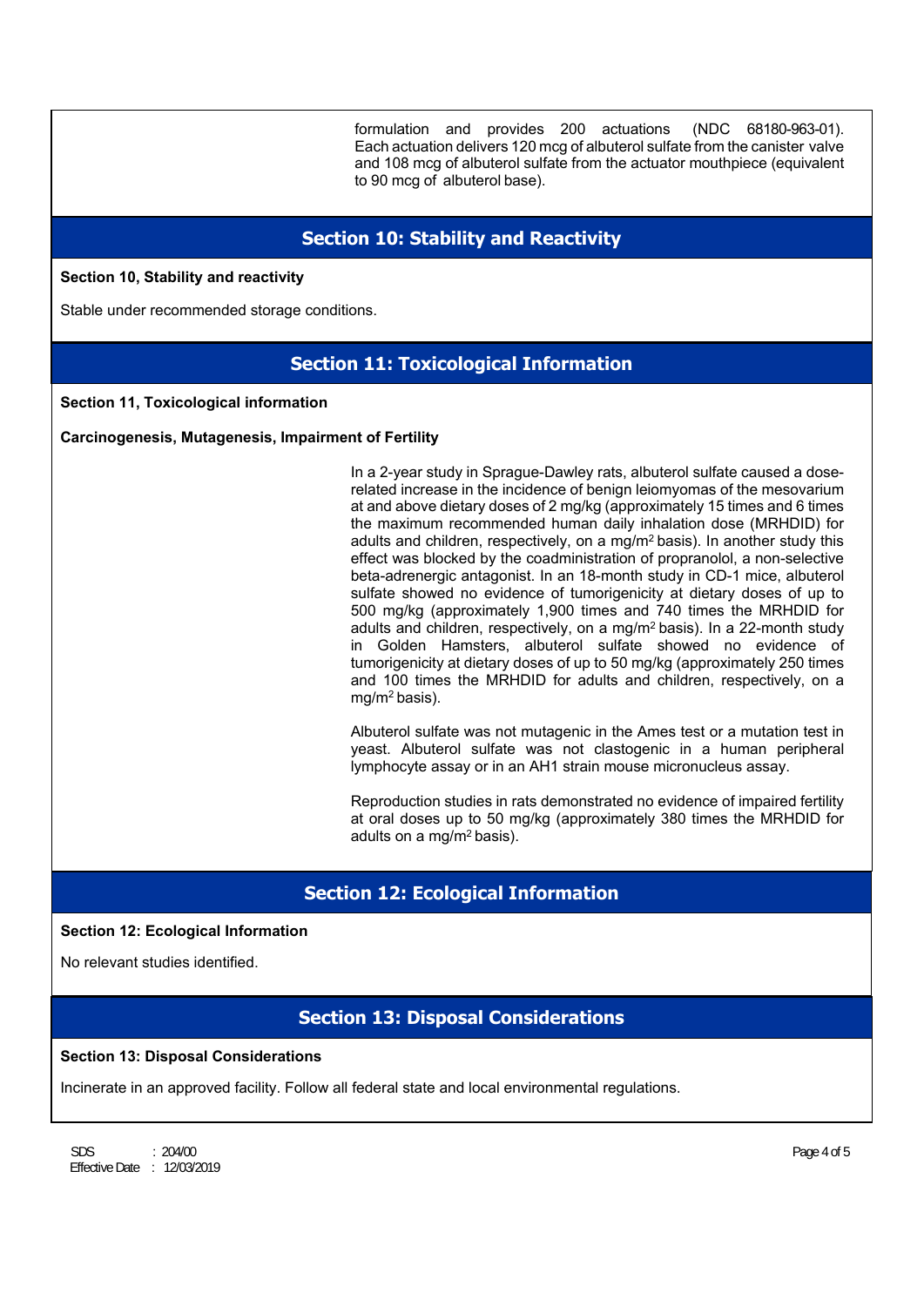formulation and provides 200 actuations (NDC 68180-963-01). Each actuation delivers 120 mcg of albuterol sulfate from the canister valve and 108 mcg of albuterol sulfate from the actuator mouthpiece (equivalent to 90 mcg of albuterol base).

## Section 10: Stability and Reactivity

**Section 10, Stability and reactivity**

Stable under recommended storage conditions.

## Section 11: Toxicological Information

**Section 11, Toxicological information**

**Carcinogenesis, Mutagenesis, Impairment of Fertility**

In a 2-year study in Sprague-Dawley rats, albuterol sulfate caused a dose-related increase in the incidence of benign leiomyomas of the mesovarium at and above dietary doses of 2 mg/kg (approximately 15 times and 6 times the maximum recommended human daily inhalation dose (MRHDID) for adults and children, respectively, on a mg/m$^2$ basis). In another study this effect was blocked by the coadministration of propranolol, a non-selective beta-adrenergic antagonist. In an 18-month study in CD-1 mice, albuterol sulfate showed no evidence of tumorigenicity at dietary doses of up to 500 mg/kg (approximately 1,900 times and 740 times the MRHDID for adults and children, respectively, on a mg/m$^2$ basis). In a 22-month study in Golden Hamsters, albuterol sulfate showed no evidence of tumorigenicity at dietary doses of up to 50 mg/kg (approximately 250 times and 100 times the MRHDID for adults and children, respectively, on a mg/m$^2$ basis).

Albuterol sulfate was not mutagenic in the Ames test or a mutation test in yeast. Albuterol sulfate was not clastogenic in a human peripheral lymphocyte assay or in an AH1 strain mouse micronucleus assay.

Reproduction studies in rats demonstrated no evidence of impaired fertility at oral doses up to 50 mg/kg (approximately 380 times the MRHDID for adults on a mg/m$^2$ basis).

## Section 12: Ecological Information

**Section 12: Ecological Information**

No relevant studies identified.

## Section 13: Disposal Considerations

**Section 13: Disposal Considerations**

Incinerate in an approved facility. Follow all federal state and local environmental regulations.

SDS : 204/00
Effective Date : 12/03/2019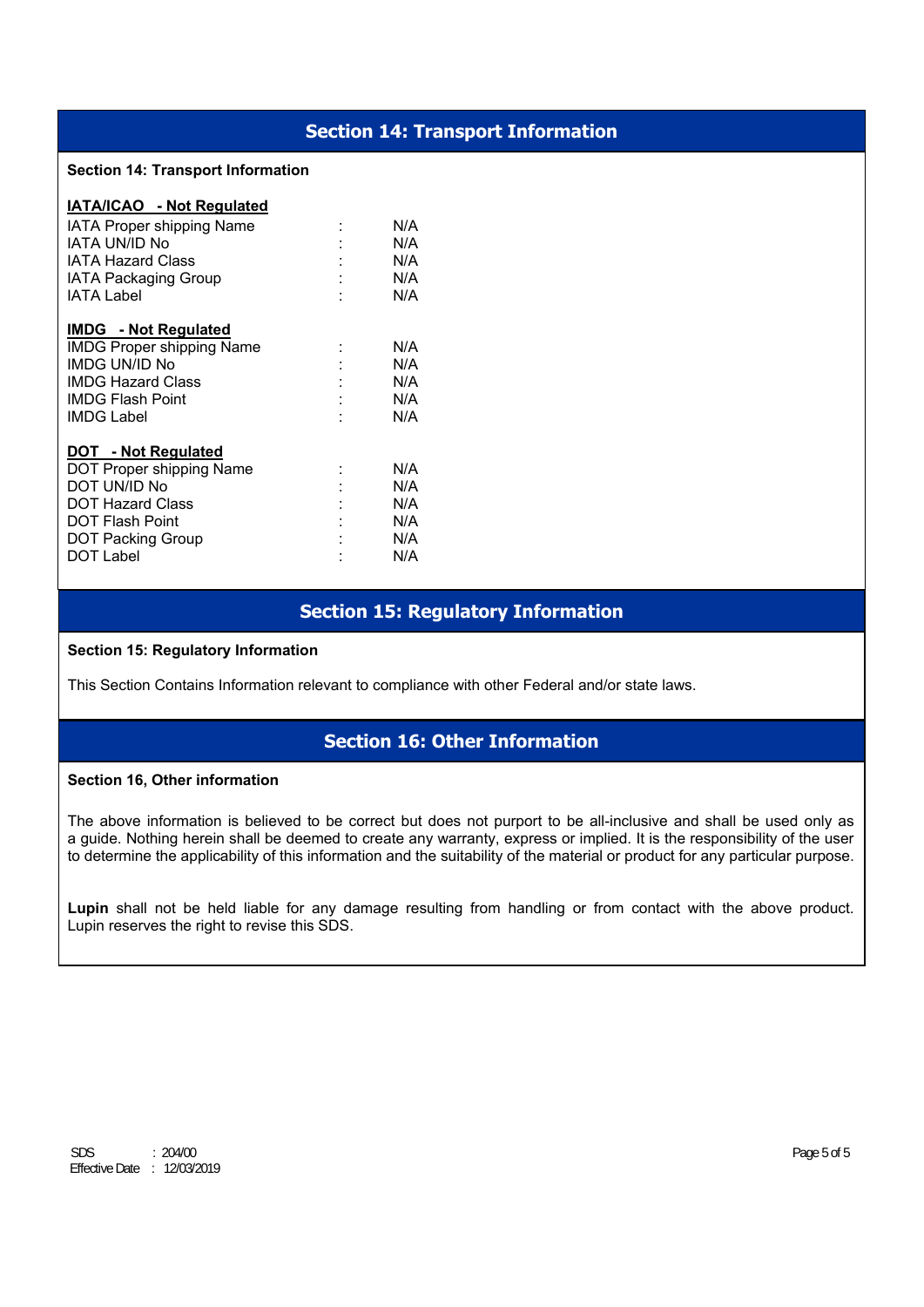## Section 14: Transport Information

**Section 14: Transport Information**

**IATA/ICAO - Not Regulated**

| | | |
|---|---|---|
| IATA Proper shipping Name | : | N/A |
| IATA UN/ID No | : | N/A |
| IATA Hazard Class | : | N/A |
| IATA Packaging Group | : | N/A |
| IATA Label | : | N/A |

**IMDG - Not Regulated**

| | | |
|---|---|---|
| IMDG Proper shipping Name | : | N/A |
| IMDG UN/ID No | : | N/A |
| IMDG Hazard Class | : | N/A |
| IMDG Flash Point | : | N/A |
| IMDG Label | : | N/A |

**DOT - Not Regulated**

| | | |
|---|---|---|
| DOT Proper shipping Name | : | N/A |
| DOT UN/ID No | : | N/A |
| DOT Hazard Class | : | N/A |
| DOT Flash Point | : | N/A |
| DOT Packing Group | : | N/A |
| DOT Label | : | N/A |

## Section 15: Regulatory Information

**Section 15: Regulatory Information**

This Section Contains Information relevant to compliance with other Federal and/or state laws.

## Section 16: Other Information

**Section 16, Other information**

The above information is believed to be correct but does not purport to be all-inclusive and shall be used only as a guide. Nothing herein shall be deemed to create any warranty, express or implied. It is the responsibility of the user to determine the applicability of this information and the suitability of the material or product for any particular purpose.

**Lupin** shall not be held liable for any damage resulting from handling or from contact with the above product. Lupin reserves the right to revise this SDS.

SDS : 204/00
Effective Date : 12/03/2019